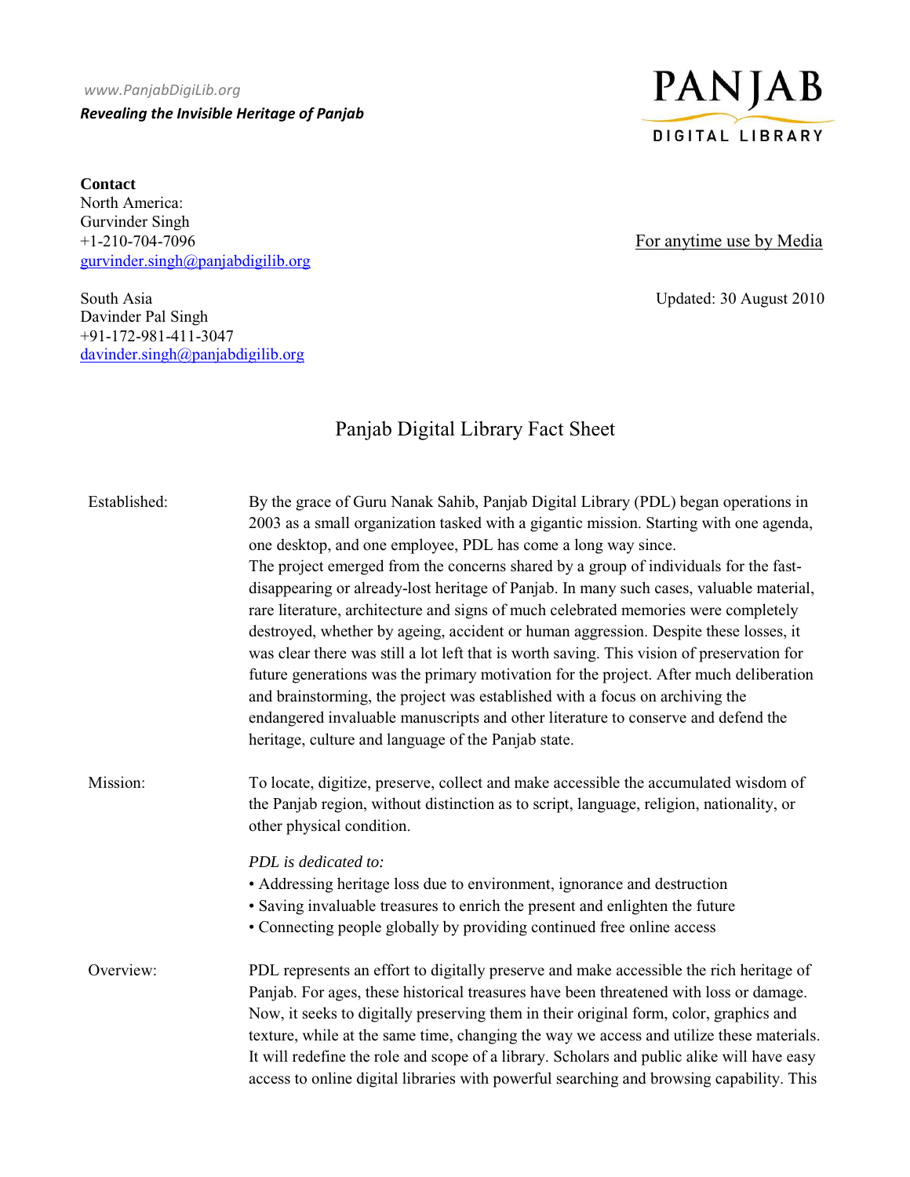www.PanjabDigiLib.org

***Revealing the Invisible Heritage of Panjab***

PANJAB DIGITAL LIBRARY

**Contact**
North America:
Gurvinder Singh
+1-210-704-7096
gurvinder.singh@panjabdigilib.org

South Asia
Davinder Pal Singh
+91-172-981-411-3047
davinder.singh@panjabdigilib.org

For anytime use by Media

Updated: 30 August 2010

# Panjab Digital Library Fact Sheet

**Established:**

By the grace of Guru Nanak Sahib, Panjab Digital Library (PDL) began operations in 2003 as a small organization tasked with a gigantic mission. Starting with one agenda, one desktop, and one employee, PDL has come a long way since.
The project emerged from the concerns shared by a group of individuals for the fast-disappearing or already-lost heritage of Panjab. In many such cases, valuable material, rare literature, architecture and signs of much celebrated memories were completely destroyed, whether by ageing, accident or human aggression. Despite these losses, it was clear there was still a lot left that is worth saving. This vision of preservation for future generations was the primary motivation for the project. After much deliberation and brainstorming, the project was established with a focus on archiving the endangered invaluable manuscripts and other literature to conserve and defend the heritage, culture and language of the Panjab state.

**Mission:**

To locate, digitize, preserve, collect and make accessible the accumulated wisdom of the Panjab region, without distinction as to script, language, religion, nationality, or other physical condition.

*PDL is dedicated to:*

- Addressing heritage loss due to environment, ignorance and destruction
- Saving invaluable treasures to enrich the present and enlighten the future
- Connecting people globally by providing continued free online access

**Overview:**

PDL represents an effort to digitally preserve and make accessible the rich heritage of Panjab. For ages, these historical treasures have been threatened with loss or damage. Now, it seeks to digitally preserving them in their original form, color, graphics and texture, while at the same time, changing the way we access and utilize these materials. It will redefine the role and scope of a library. Scholars and public alike will have easy access to online digital libraries with powerful searching and browsing capability. This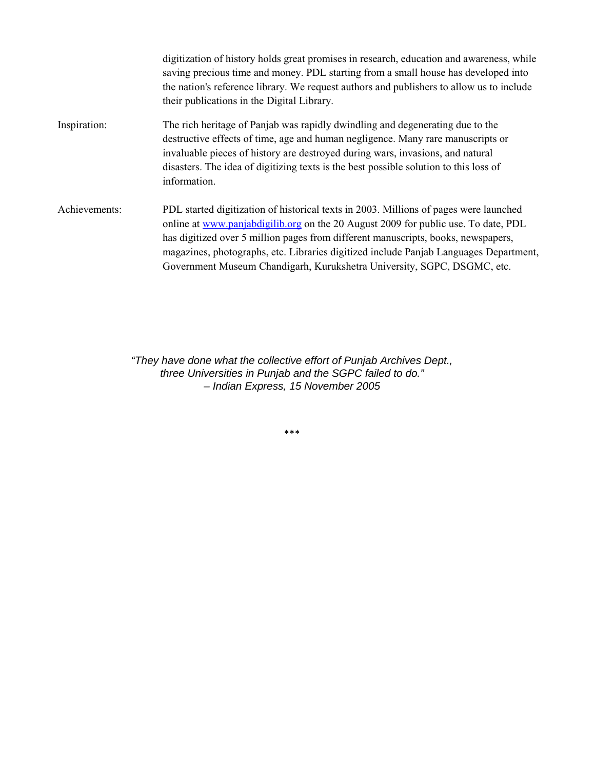digitization of history holds great promises in research, education and awareness, while saving precious time and money. PDL starting from a small house has developed into the nation's reference library. We request authors and publishers to allow us to include their publications in the Digital Library.

Inspiration: The rich heritage of Panjab was rapidly dwindling and degenerating due to the destructive effects of time, age and human negligence. Many rare manuscripts or invaluable pieces of history are destroyed during wars, invasions, and natural disasters. The idea of digitizing texts is the best possible solution to this loss of information.

Achievements: PDL started digitization of historical texts in 2003. Millions of pages were launched online at [www.panjabdigilib.org](http://www.panjabdigilib.org) on the 20 August 2009 for public use. To date, PDL has digitized over 5 million pages from different manuscripts, books, newspapers, magazines, photographs, etc. Libraries digitized include Panjab Languages Department, Government Museum Chandigarh, Kurukshetra University, SGPC, DSGMC, etc.

*"They have done what the collective effort of Punjab Archives Dept., three Universities in Punjab and the SGPC failed to do."*
*– Indian Express, 15 November 2005*

\*\*\*